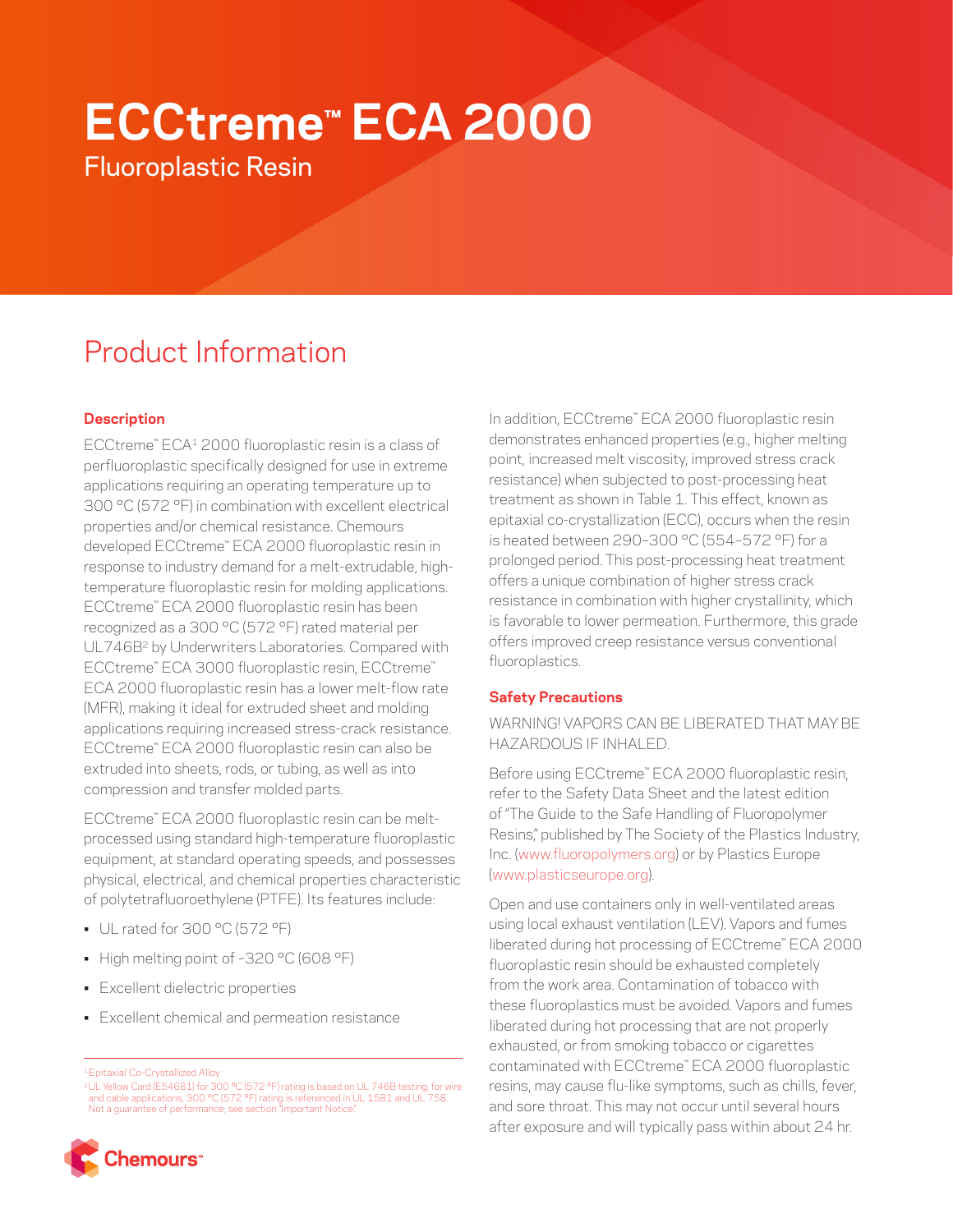# ECCtreme™ ECA 2000

Fluoroplastic Resin

## Product Information

### Description

ECCtreme™ ECA[1] 2000 fluoroplastic resin is a class of perfluoroplastic specifically designed for use in extreme applications requiring an operating temperature up to 300 °C (572 °F) in combination with excellent electrical properties and/or chemical resistance. Chemours developed ECCtreme™ ECA 2000 fluoroplastic resin in response to industry demand for a melt-extrudable, high-temperature fluoroplastic resin for molding applications. ECCtreme™ ECA 2000 fluoroplastic resin has been recognized as a 300 °C (572 °F) rated material per UL746B[2] by Underwriters Laboratories. Compared with ECCtreme™ ECA 3000 fluoroplastic resin, ECCtreme™ ECA 2000 fluoroplastic resin has a lower melt-flow rate (MFR), making it ideal for extruded sheet and molding applications requiring increased stress-crack resistance. ECCtreme™ ECA 2000 fluoroplastic resin can also be extruded into sheets, rods, or tubing, as well as into compression and transfer molded parts.

ECCtreme™ ECA 2000 fluoroplastic resin can be melt-processed using standard high-temperature fluoroplastic equipment, at standard operating speeds, and possesses physical, electrical, and chemical properties characteristic of polytetrafluoroethylene (PTFE). Its features include:

- UL rated for 300 °C (572 °F)
- High melting point of ~320 °C (608 °F)
- Excellent dielectric properties
- Excellent chemical and permeation resistance

In addition, ECCtreme™ ECA 2000 fluoroplastic resin demonstrates enhanced properties (e.g., higher melting point, increased melt viscosity, improved stress crack resistance) when subjected to post-processing heat treatment as shown in Table 1. This effect, known as epitaxial co-crystallization (ECC), occurs when the resin is heated between 290–300 °C (554–572 °F) for a prolonged period. This post-processing heat treatment offers a unique combination of higher stress crack resistance in combination with higher crystallinity, which is favorable to lower permeation. Furthermore, this grade offers improved creep resistance versus conventional fluoroplastics.

### Safety Precautions

WARNING! VAPORS CAN BE LIBERATED THAT MAY BE HAZARDOUS IF INHALED.

Before using ECCtreme™ ECA 2000 fluoroplastic resin, refer to the Safety Data Sheet and the latest edition of "The Guide to the Safe Handling of Fluoropolymer Resins," published by The Society of the Plastics Industry, Inc. (www.fluoropolymers.org) or by Plastics Europe (www.plasticseurope.org).

Open and use containers only in well-ventilated areas using local exhaust ventilation (LEV). Vapors and fumes liberated during hot processing of ECCtreme™ ECA 2000 fluoroplastic resin should be exhausted completely from the work area. Contamination of tobacco with these fluoroplastics must be avoided. Vapors and fumes liberated during hot processing that are not properly exhausted, or from smoking tobacco or cigarettes contaminated with ECCtreme™ ECA 2000 fluoroplastic resins, may cause flu-like symptoms, such as chills, fever, and sore throat. This may not occur until several hours after exposure and will typically pass within about 24 hr.

---

[1] Epitaxial Co-Crystallized Alloy

[2] UL Yellow Card (E54681) for 300 °C (572 °F) rating is based on UL 746B testing; for wire and cable applications, 300 °C (572 °F) rating is referenced in UL 1581 and UL 758. Not a guarantee of performance; see section "Important Notice."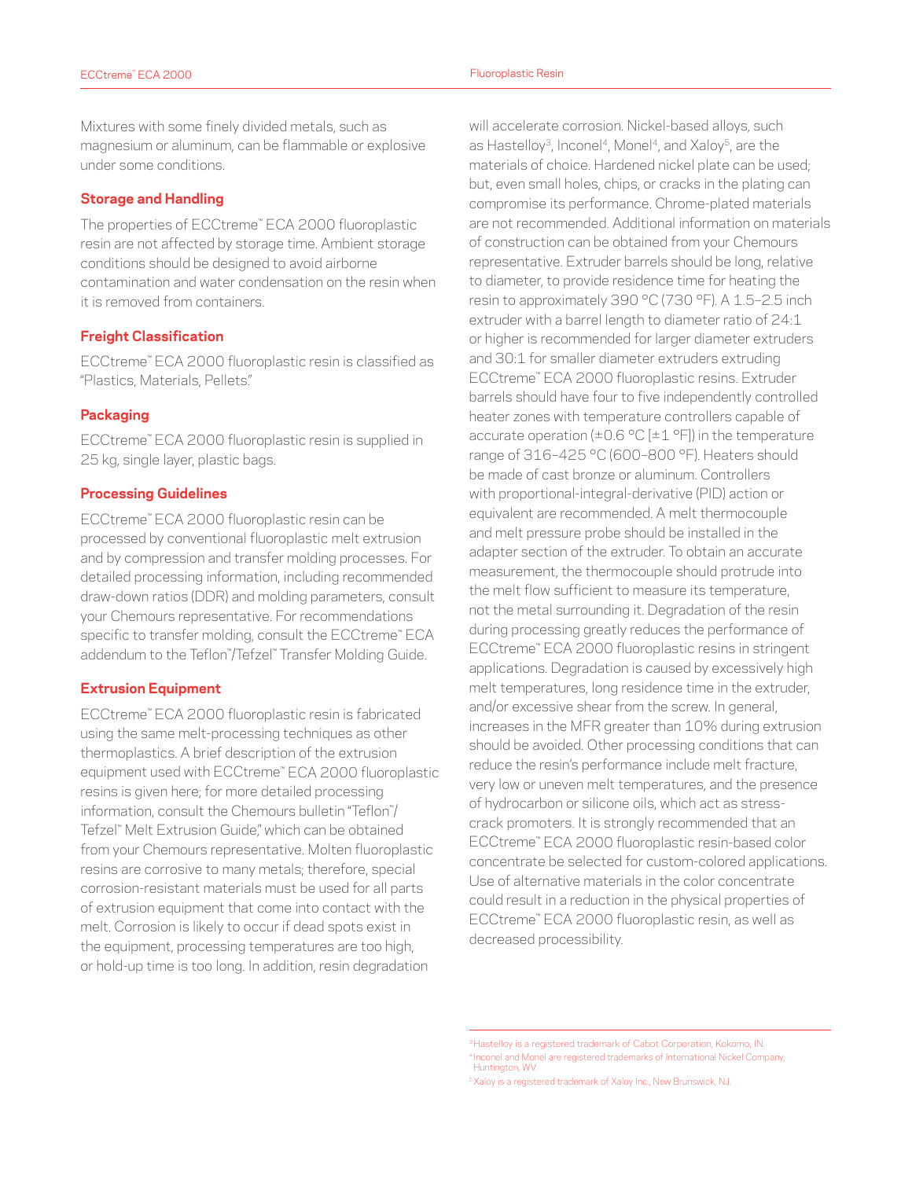Mixtures with some finely divided metals, such as magnesium or aluminum, can be flammable or explosive under some conditions.

## Storage and Handling

The properties of ECCtreme™ ECA 2000 fluoroplastic resin are not affected by storage time. Ambient storage conditions should be designed to avoid airborne contamination and water condensation on the resin when it is removed from containers.

## Freight Classification

ECCtreme™ ECA 2000 fluoroplastic resin is classified as "Plastics, Materials, Pellets."

## Packaging

ECCtreme™ ECA 2000 fluoroplastic resin is supplied in 25 kg, single layer, plastic bags.

## Processing Guidelines

ECCtreme™ ECA 2000 fluoroplastic resin can be processed by conventional fluoroplastic melt extrusion and by compression and transfer molding processes. For detailed processing information, including recommended draw-down ratios (DDR) and molding parameters, consult your Chemours representative. For recommendations specific to transfer molding, consult the ECCtreme™ ECA addendum to the Teflon™/Tefzel™ Transfer Molding Guide.

## Extrusion Equipment

ECCtreme™ ECA 2000 fluoroplastic resin is fabricated using the same melt-processing techniques as other thermoplastics. A brief description of the extrusion equipment used with ECCtreme™ ECA 2000 fluoroplastic resins is given here; for more detailed processing information, consult the Chemours bulletin "Teflon™/Tefzel™ Melt Extrusion Guide," which can be obtained from your Chemours representative. Molten fluoroplastic resins are corrosive to many metals; therefore, special corrosion-resistant materials must be used for all parts of extrusion equipment that come into contact with the melt. Corrosion is likely to occur if dead spots exist in the equipment, processing temperatures are too high, or hold-up time is too long. In addition, resin degradation will accelerate corrosion. Nickel-based alloys, such as Hastelloy[3], Inconel[4], Monel[4], and Xaloy[5], are the materials of choice. Hardened nickel plate can be used; but, even small holes, chips, or cracks in the plating can compromise its performance. Chrome-plated materials are not recommended. Additional information on materials of construction can be obtained from your Chemours representative. Extruder barrels should be long, relative to diameter, to provide residence time for heating the resin to approximately 390 °C (730 °F). A 1.5–2.5 inch extruder with a barrel length to diameter ratio of 24:1 or higher is recommended for larger diameter extruders and 30:1 for smaller diameter extruders extruding ECCtreme™ ECA 2000 fluoroplastic resins. Extruder barrels should have four to five independently controlled heater zones with temperature controllers capable of accurate operation (±0.6 °C [±1 °F]) in the temperature range of 316–425 °C (600–800 °F). Heaters should be made of cast bronze or aluminum. Controllers with proportional-integral-derivative (PID) action or equivalent are recommended. A melt thermocouple and melt pressure probe should be installed in the adapter section of the extruder. To obtain an accurate measurement, the thermocouple should protrude into the melt flow sufficient to measure its temperature, not the metal surrounding it. Degradation of the resin during processing greatly reduces the performance of ECCtreme™ ECA 2000 fluoroplastic resins in stringent applications. Degradation is caused by excessively high melt temperatures, long residence time in the extruder, and/or excessive shear from the screw. In general, increases in the MFR greater than 10% during extrusion should be avoided. Other processing conditions that can reduce the resin's performance include melt fracture, very low or uneven melt temperatures, and the presence of hydrocarbon or silicone oils, which act as stress-crack promoters. It is strongly recommended that an ECCtreme™ ECA 2000 fluoroplastic resin-based color concentrate be selected for custom-colored applications. Use of alternative materials in the color concentrate could result in a reduction in the physical properties of ECCtreme™ ECA 2000 fluoroplastic resin, as well as decreased processibility.

---

[3] Hastelloy is a registered trademark of Cabot Corporation, Kokomo, IN.

[4] Inconel and Monel are registered trademarks of International Nickel Company, Huntington, WV.

[5] Xaloy is a registered trademark of Xaloy Inc., New Brunswick, NJ.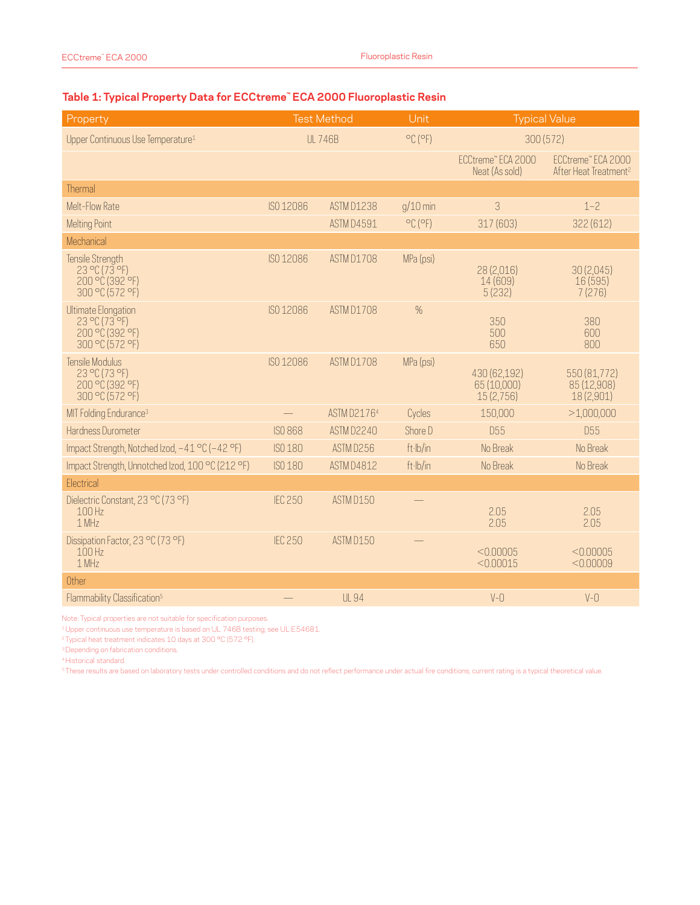## Table 1: Typical Property Data for ECCtreme™ ECA 2000 Fluoroplastic Resin

| Property | Test Method | | Unit | Typical Value | |
|---|---|---|---|---|---|
| Upper Continuous Use Temperature[1] | UL 746B | | °C (°F) | 300 (572) | |
| | | | | ECCtreme™ ECA 2000 Neat (As sold) | ECCtreme™ ECA 2000 After Heat Treatment[2] |
| **Thermal** | | | | | |
| Melt-Flow Rate | ISO 12086 | ASTM D1238 | g/10 min | 3 | 1–2 |
| Melting Point | | ASTM D4591 | °C (°F) | 317 (603) | 322 (612) |
| **Mechanical** | | | | | |
| Tensile Strength<br>23 °C (73 °F)<br>200 °C (392 °F)<br>300 °C (572 °F) | ISO 12086 | ASTM D1708 | MPa (psi) | <br>28 (2,016)<br>14 (609)<br>5 (232) | <br>30 (2,045)<br>16 (595)<br>7 (276) |
| Ultimate Elongation<br>23 °C (73 °F)<br>200 °C (392 °F)<br>300 °C (572 °F) | ISO 12086 | ASTM D1708 | % | <br>350<br>500<br>650 | <br>380<br>600<br>800 |
| Tensile Modulus<br>23 °C (73 °F)<br>200 °C (392 °F)<br>300 °C (572 °F) | ISO 12086 | ASTM D1708 | MPa (psi) | <br>430 (62,192)<br>65 (10,000)<br>15 (2,756) | <br>550 (81,772)<br>85 (12,908)<br>18 (2,901) |
| MIT Folding Endurance[3] | — | ASTM D2176[4] | Cycles | 150,000 | >1,000,000 |
| Hardness Durometer | ISO 868 | ASTM D2240 | Shore D | D55 | D55 |
| Impact Strength, Notched Izod, −41 °C (−42 °F) | ISO 180 | ASTM D256 | ft·lb/in | No Break | No Break |
| Impact Strength, Unnotched Izod, 100 °C (212 °F) | ISO 180 | ASTM D4812 | ft·lb/in | No Break | No Break |
| **Electrical** | | | | | |
| Dielectric Constant, 23 °C (73 °F)<br>100 Hz<br>1 MHz | IEC 250 | ASTM D150 | — | <br>2.05<br>2.05 | <br>2.05<br>2.05 |
| Dissipation Factor, 23 °C (73 °F)<br>100 Hz<br>1 MHz | IEC 250 | ASTM D150 | — | <br><0.00005<br><0.00015 | <br><0.00005<br><0.00009 |
| **Other** | | | | | |
| Flammability Classification[5] | — | UL 94 | | V-0 | V-0 |

Note: Typical properties are not suitable for specification purposes.

[1] Upper continuous use temperature is based on UL 746B testing; see UL E54681.

[2] Typical heat treatment indicates 10 days at 300 °C (572 °F).

[3] Depending on fabrication conditions.

[4] Historical standard.

[5] These results are based on laboratory tests under controlled conditions and do not reflect performance under actual fire conditions; current rating is a typical theoretical value.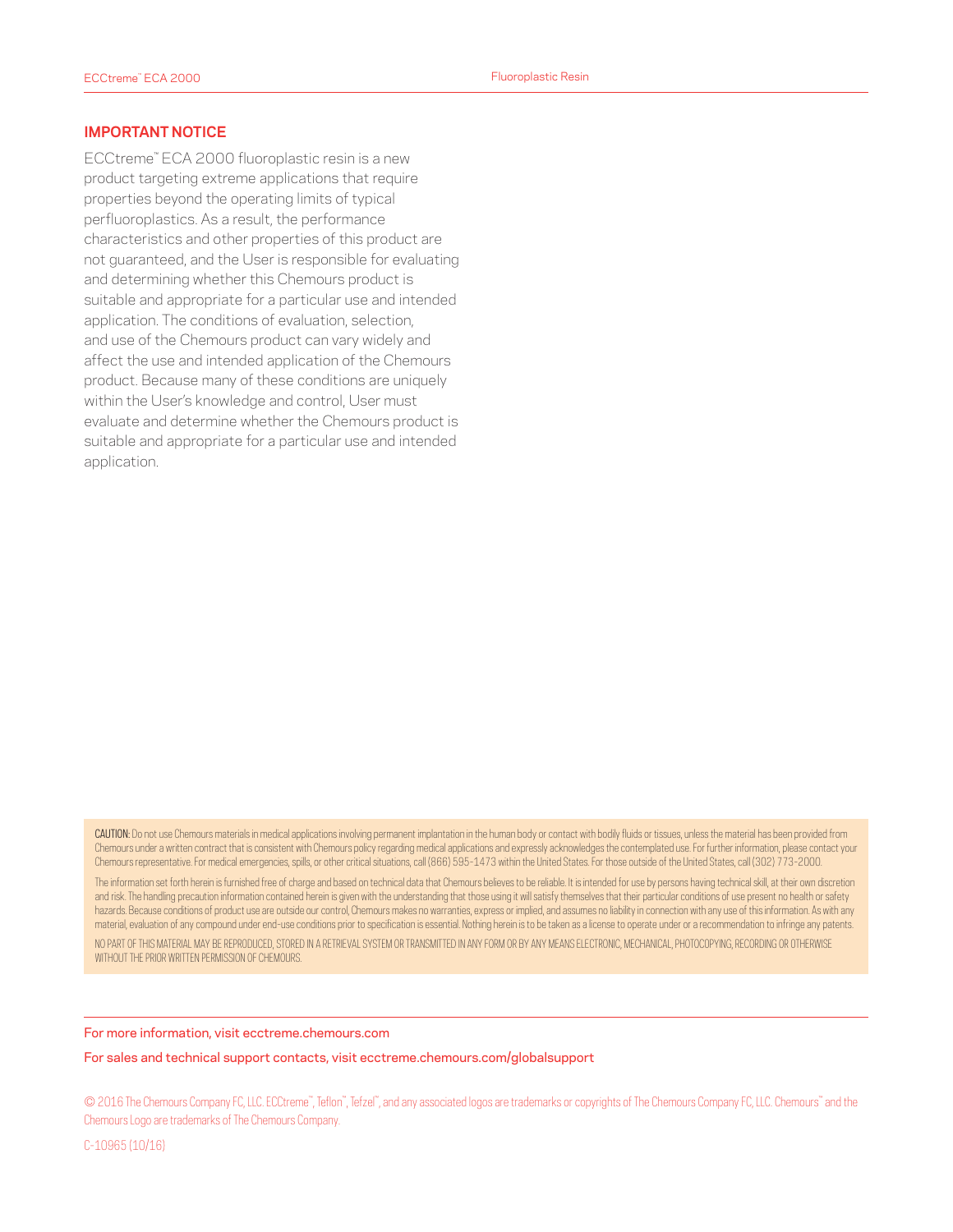## IMPORTANT NOTICE

ECCtreme™ ECA 2000 fluoroplastic resin is a new product targeting extreme applications that require properties beyond the operating limits of typical perfluoroplastics. As a result, the performance characteristics and other properties of this product are not guaranteed, and the User is responsible for evaluating and determining whether this Chemours product is suitable and appropriate for a particular use and intended application. The conditions of evaluation, selection, and use of the Chemours product can vary widely and affect the use and intended application of the Chemours product. Because many of these conditions are uniquely within the User's knowledge and control, User must evaluate and determine whether the Chemours product is suitable and appropriate for a particular use and intended application.

**CAUTION:** Do not use Chemours materials in medical applications involving permanent implantation in the human body or contact with bodily fluids or tissues, unless the material has been provided from Chemours under a written contract that is consistent with Chemours policy regarding medical applications and expressly acknowledges the contemplated use. For further information, please contact your Chemours representative. For medical emergencies, spills, or other critical situations, call (866) 595-1473 within the United States. For those outside of the United States, call (302) 773-2000.

The information set forth herein is furnished free of charge and based on technical data that Chemours believes to be reliable. It is intended for use by persons having technical skill, at their own discretion and risk. The handling precaution information contained herein is given with the understanding that those using it will satisfy themselves that their particular conditions of use present no health or safety hazards. Because conditions of product use are outside our control, Chemours makes no warranties, express or implied, and assumes no liability in connection with any use of this information. As with any material, evaluation of any compound under end-use conditions prior to specification is essential. Nothing herein is to be taken as a license to operate under or a recommendation to infringe any patents.

NO PART OF THIS MATERIAL MAY BE REPRODUCED, STORED IN A RETRIEVAL SYSTEM OR TRANSMITTED IN ANY FORM OR BY ANY MEANS ELECTRONIC, MECHANICAL, PHOTOCOPYING, RECORDING OR OTHERWISE WITHOUT THE PRIOR WRITTEN PERMISSION OF CHEMOURS.

For more information, visit ecctreme.chemours.com

For sales and technical support contacts, visit ecctreme.chemours.com/globalsupport

© 2016 The Chemours Company FC, LLC. ECCtreme™, Teflon™, Tefzel™, and any associated logos are trademarks or copyrights of The Chemours Company FC, LLC. Chemours™ and the Chemours Logo are trademarks of The Chemours Company.

C-10965 (10/16)